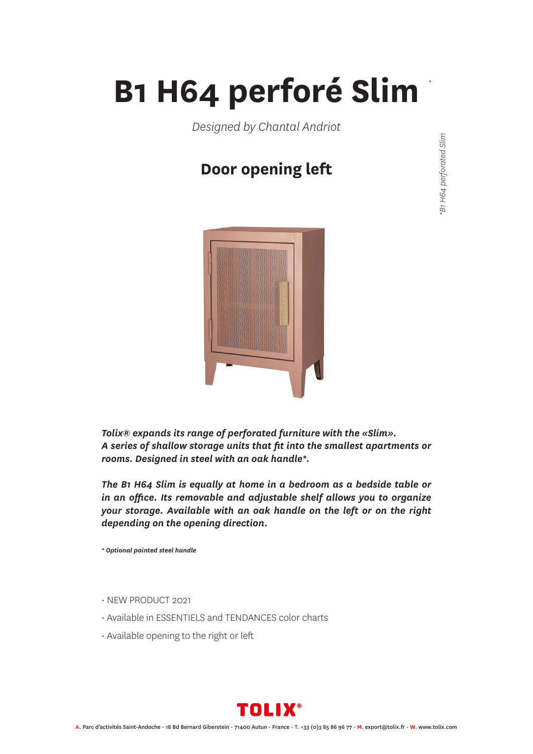# B1 H64 perforé Slim *

*\*B1 H64 perforated Slim*

*Designed by Chantal Andriot*

## Door opening left

***Tolix® expands its range of perforated furniture with the «Slim». A series of shallow storage units that fit into the smallest apartments or rooms. Designed in steel with an oak handle\*.***

***The B1 H64 Slim is equally at home in a bedroom as a bedside table or in an office. Its removable and adjustable shelf allows you to organize your storage. Available with an oak handle on the left or on the right depending on the opening direction.***

***\* Optional painted steel handle***

- NEW PRODUCT 2021
- Available in ESSENTIELS and TENDANCES color charts
- Available opening to the right or left

**TOLIX®**

**A.** Parc d'activités Saint-Andoche - 18 Bd Bernard Giberstein - 71400 Autun - France - **T.** +33 (0)3 85 86 96 77 - **M.** export@tolix.fr - **W.** www.tolix.com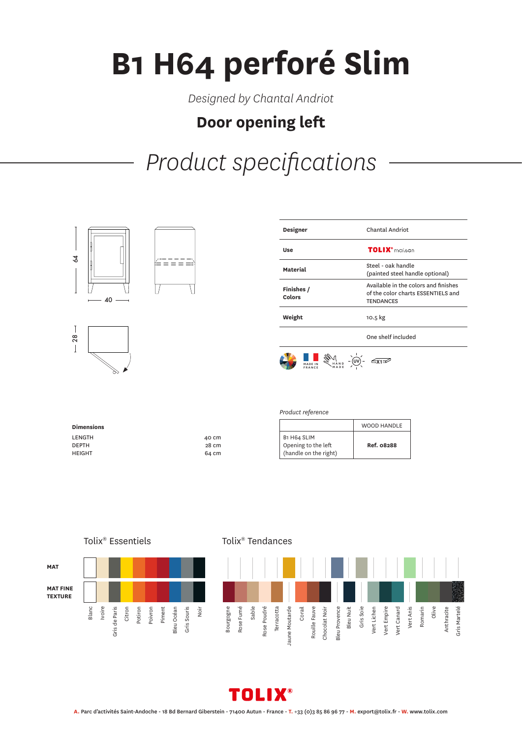# B1 H64 perforé Slim

*Designed by Chantal Andriot*

## Door opening left

## *Product specifications*

64

40

28

| | |
|---|---|
| **Designer** | Chantal Andriot |
| **Use** | TOLIX® maison |
| **Material** | Steel - oak handle (painted steel handle optional) |
| **Finishes / Colors** | Available in the colors and finishes of the color charts ESSENTIELS and TENDANCES |
| **Weight** | 10.5 kg |
| | One shelf included |

MADE IN FRANCE · HAND MADE · UV · X1

**Dimensions**

| | |
|---|---|
| LENGTH | 40 cm |
| DEPTH | 28 cm |
| HEIGHT | 64 cm |

*Product reference*

| | WOOD HANDLE |
|---|---|
| B1 H64 SLIM Opening to the left (handle on the right) | **Ref. 08288** |

Tolix® Essentiels

Tolix® Tendances

**MAT**

**MAT FINE TEXTURE**

Blanc, Ivoire, Gris de Paris, Citron, Potiron, Poivron, Piment, Bleu Océan, Gris Souris, Noir

Bourgogne, Rose Fumé, Sable, Rose Poudré, Terracotta, Jaune Moutarde, Corail, Rouille Fauve, Chocolat Noir, Bleu Provence, Bleu Nuit, Gris Soie, Vert Lichen, Vert Empire, Vert Canard, Vert Anis, Romarin, Olive, Anthracite, Gris Martelé

TOLIX®

**A.** Parc d'activités Saint-Andoche - 18 Bd Bernard Giberstein - 71400 Autun - France - **T.** +33 (0)3 85 86 96 77 - **M.** export@tolix.fr - **W.** www.tolix.com